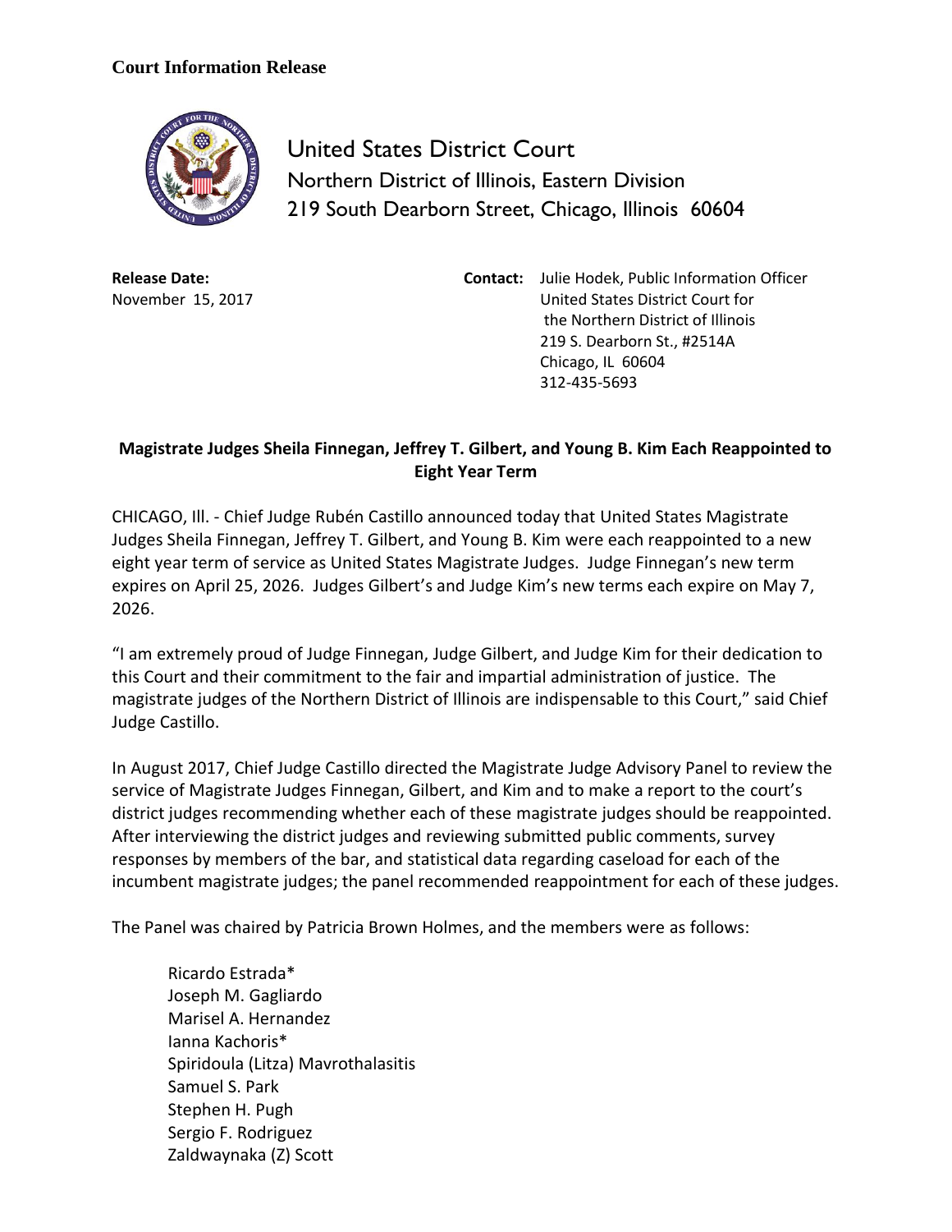**Court Information Release**

United States District Court
Northern District of Illinois, Eastern Division
219 South Dearborn Street, Chicago, Illinois 60604

**Release Date:**
November 15, 2017

**Contact:** Julie Hodek, Public Information Officer
United States District Court for
the Northern District of Illinois
219 S. Dearborn St., #2514A
Chicago, IL 60604
312-435-5693

**Magistrate Judges Sheila Finnegan, Jeffrey T. Gilbert, and Young B. Kim Each Reappointed to Eight Year Term**

CHICAGO, Ill. - Chief Judge Rubén Castillo announced today that United States Magistrate Judges Sheila Finnegan, Jeffrey T. Gilbert, and Young B. Kim were each reappointed to a new eight year term of service as United States Magistrate Judges. Judge Finnegan's new term expires on April 25, 2026. Judges Gilbert's and Judge Kim's new terms each expire on May 7, 2026.

"I am extremely proud of Judge Finnegan, Judge Gilbert, and Judge Kim for their dedication to this Court and their commitment to the fair and impartial administration of justice. The magistrate judges of the Northern District of Illinois are indispensable to this Court," said Chief Judge Castillo.

In August 2017, Chief Judge Castillo directed the Magistrate Judge Advisory Panel to review the service of Magistrate Judges Finnegan, Gilbert, and Kim and to make a report to the court's district judges recommending whether each of these magistrate judges should be reappointed. After interviewing the district judges and reviewing submitted public comments, survey responses by members of the bar, and statistical data regarding caseload for each of the incumbent magistrate judges; the panel recommended reappointment for each of these judges.

The Panel was chaired by Patricia Brown Holmes, and the members were as follows:

Ricardo Estrada*
Joseph M. Gagliardo
Marisel A. Hernandez
Ianna Kachoris*
Spiridoula (Litza) Mavrothalasitis
Samuel S. Park
Stephen H. Pugh
Sergio F. Rodriguez
Zaldwaynaka (Z) Scott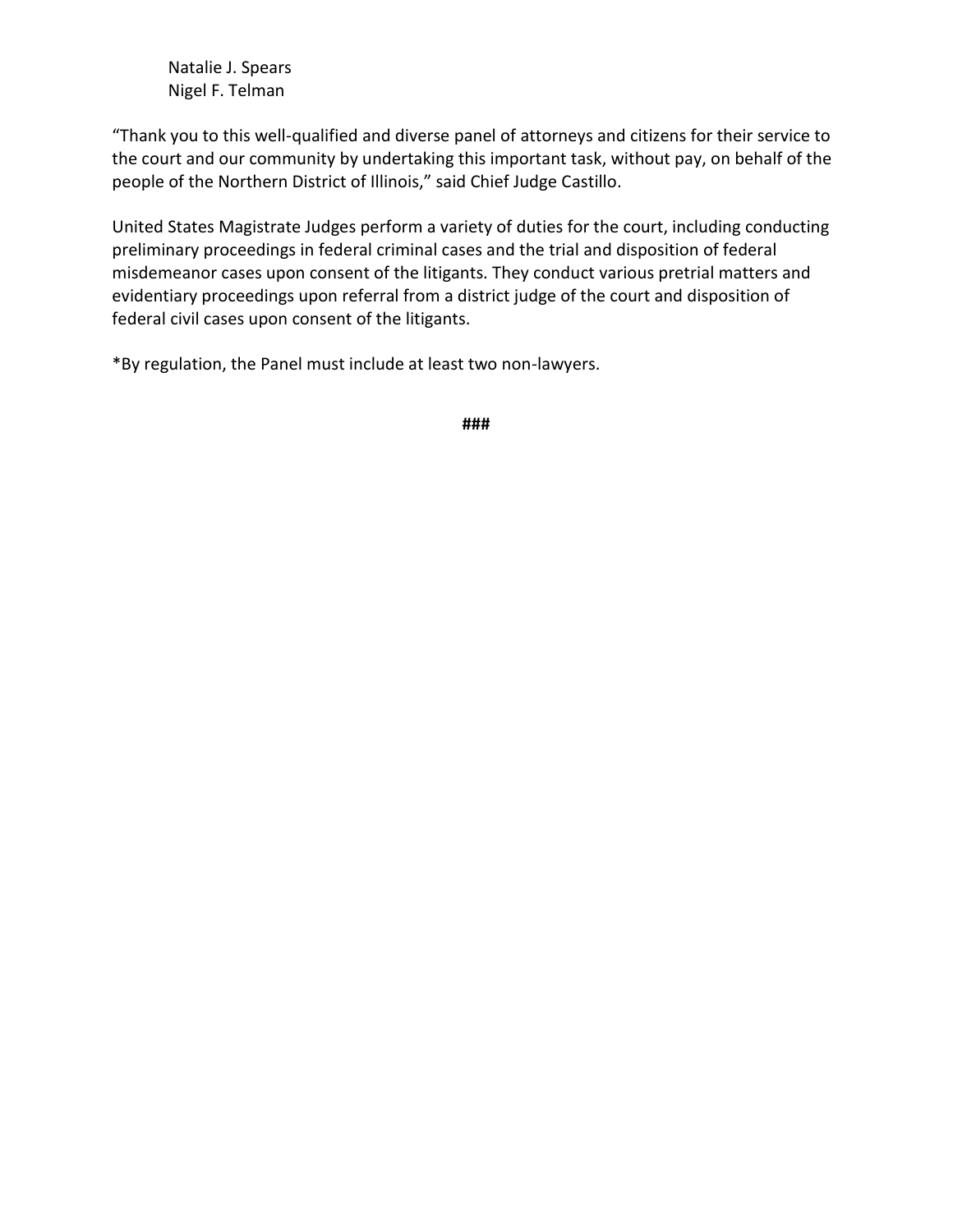Natalie J. Spears  
Nigel F. Telman

“Thank you to this well-qualified and diverse panel of attorneys and citizens for their service to the court and our community by undertaking this important task, without pay, on behalf of the people of the Northern District of Illinois,” said Chief Judge Castillo.

United States Magistrate Judges perform a variety of duties for the court, including conducting preliminary proceedings in federal criminal cases and the trial and disposition of federal misdemeanor cases upon consent of the litigants. They conduct various pretrial matters and evidentiary proceedings upon referral from a district judge of the court and disposition of federal civil cases upon consent of the litigants.

*By regulation, the Panel must include at least two non-lawyers.

**###**